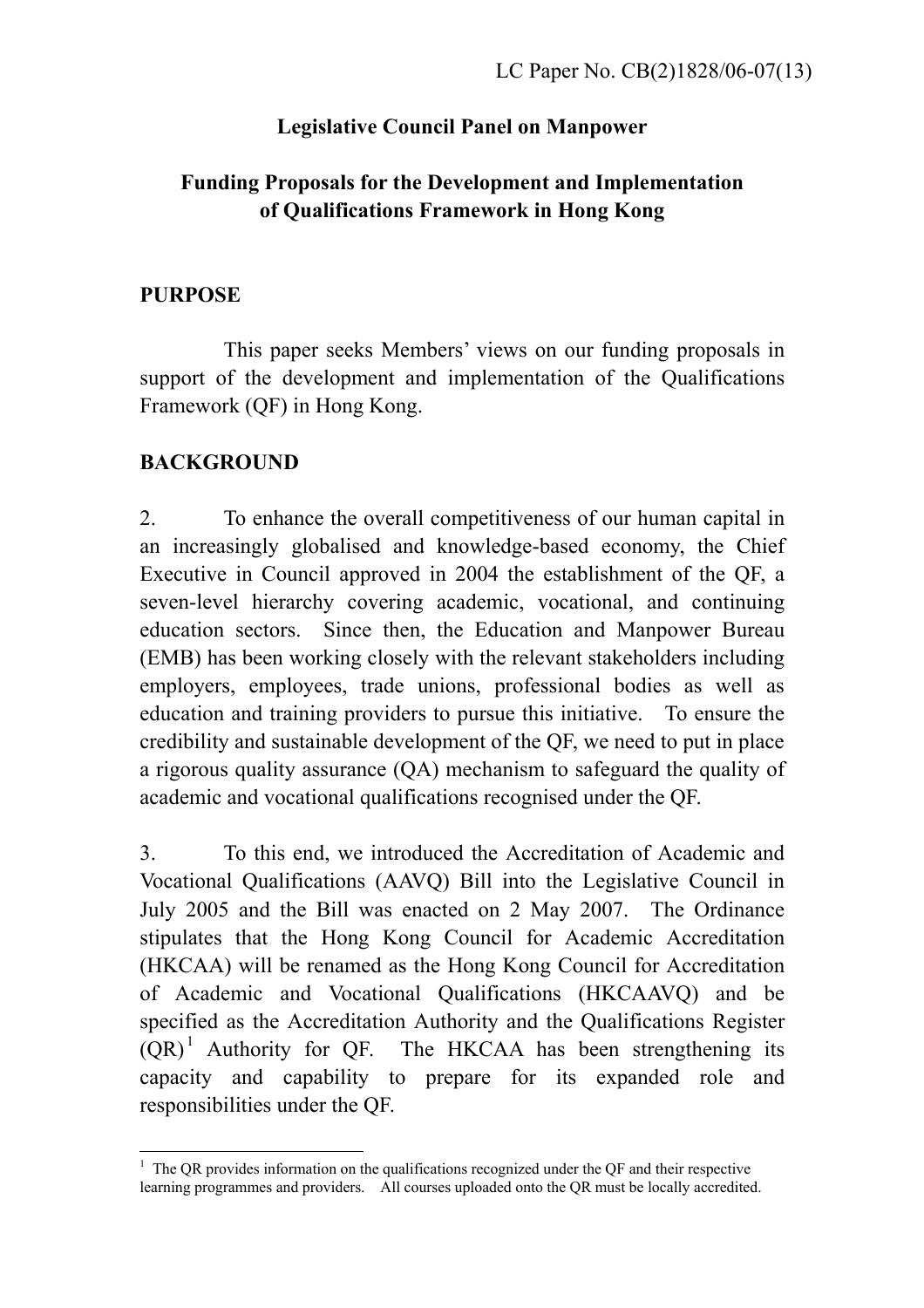LC Paper No. CB(2)1828/06-07(13)

# Legislative Council Panel on Manpower

## Funding Proposals for the Development and Implementation of Qualifications Framework in Hong Kong

### PURPOSE

This paper seeks Members' views on our funding proposals in support of the development and implementation of the Qualifications Framework (QF) in Hong Kong.

### BACKGROUND

2. To enhance the overall competitiveness of our human capital in an increasingly globalised and knowledge-based economy, the Chief Executive in Council approved in 2004 the establishment of the QF, a seven-level hierarchy covering academic, vocational, and continuing education sectors. Since then, the Education and Manpower Bureau (EMB) has been working closely with the relevant stakeholders including employers, employees, trade unions, professional bodies as well as education and training providers to pursue this initiative. To ensure the credibility and sustainable development of the QF, we need to put in place a rigorous quality assurance (QA) mechanism to safeguard the quality of academic and vocational qualifications recognised under the QF.

3. To this end, we introduced the Accreditation of Academic and Vocational Qualifications (AAVQ) Bill into the Legislative Council in July 2005 and the Bill was enacted on 2 May 2007. The Ordinance stipulates that the Hong Kong Council for Academic Accreditation (HKCAA) will be renamed as the Hong Kong Council for Accreditation of Academic and Vocational Qualifications (HKCAAVQ) and be specified as the Accreditation Authority and the Qualifications Register (QR)[1] Authority for QF. The HKCAA has been strengthening its capacity and capability to prepare for its expanded role and responsibilities under the QF.

---

[1] The QR provides information on the qualifications recognized under the QF and their respective learning programmes and providers. All courses uploaded onto the QR must be locally accredited.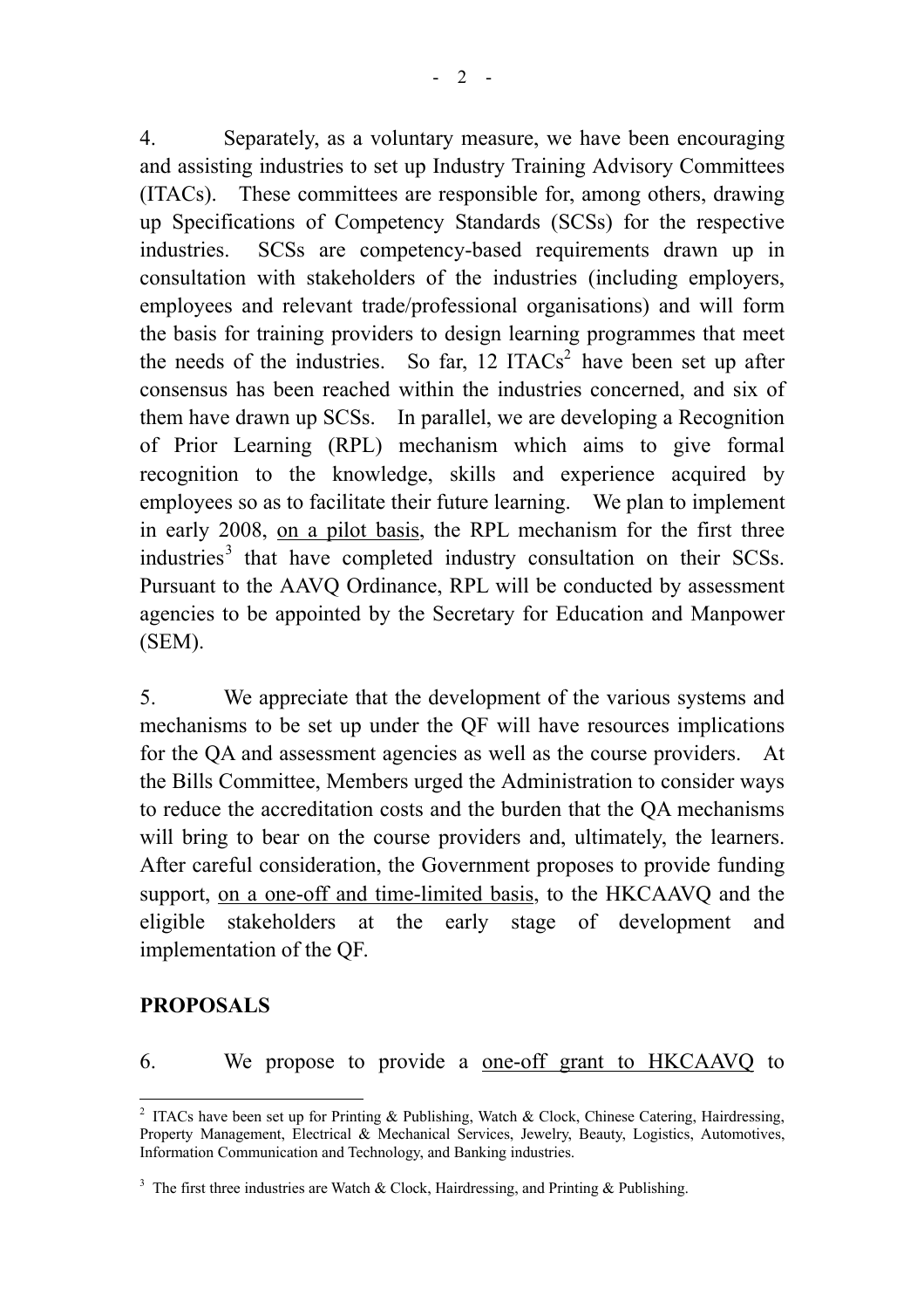4. Separately, as a voluntary measure, we have been encouraging and assisting industries to set up Industry Training Advisory Committees (ITACs). These committees are responsible for, among others, drawing up Specifications of Competency Standards (SCSs) for the respective industries. SCSs are competency-based requirements drawn up in consultation with stakeholders of the industries (including employers, employees and relevant trade/professional organisations) and will form the basis for training providers to design learning programmes that meet the needs of the industries. So far, 12 ITACs[2] have been set up after consensus has been reached within the industries concerned, and six of them have drawn up SCSs. In parallel, we are developing a Recognition of Prior Learning (RPL) mechanism which aims to give formal recognition to the knowledge, skills and experience acquired by employees so as to facilitate their future learning. We plan to implement in early 2008, <u>on a pilot basis</u>, the RPL mechanism for the first three industries[3] that have completed industry consultation on their SCSs. Pursuant to the AAVQ Ordinance, RPL will be conducted by assessment agencies to be appointed by the Secretary for Education and Manpower (SEM).

5. We appreciate that the development of the various systems and mechanisms to be set up under the QF will have resources implications for the QA and assessment agencies as well as the course providers. At the Bills Committee, Members urged the Administration to consider ways to reduce the accreditation costs and the burden that the QA mechanisms will bring to bear on the course providers and, ultimately, the learners. After careful consideration, the Government proposes to provide funding support, <u>on a one-off and time-limited basis</u>, to the HKCAAVQ and the eligible stakeholders at the early stage of development and implementation of the QF.

**PROPOSALS**

6. We propose to provide a <u>one-off grant to HKCAAVQ</u> to

---

[2] ITACs have been set up for Printing & Publishing, Watch & Clock, Chinese Catering, Hairdressing, Property Management, Electrical & Mechanical Services, Jewelry, Beauty, Logistics, Automotives, Information Communication and Technology, and Banking industries.

[3] The first three industries are Watch & Clock, Hairdressing, and Printing & Publishing.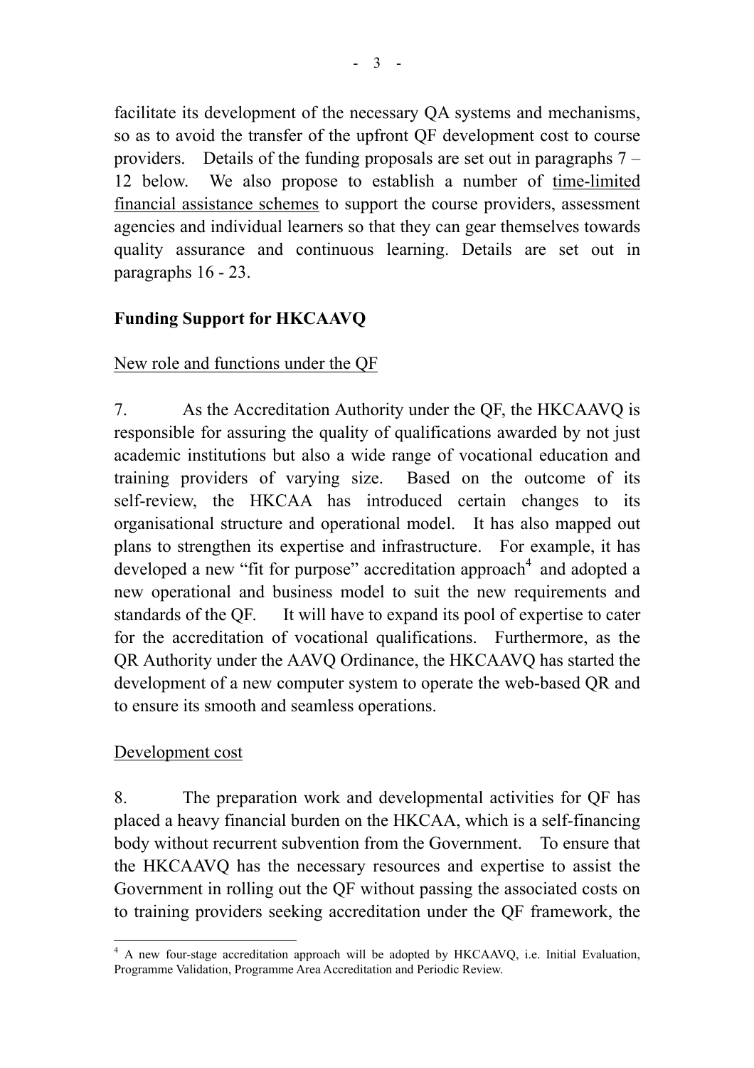facilitate its development of the necessary QA systems and mechanisms, so as to avoid the transfer of the upfront QF development cost to course providers. Details of the funding proposals are set out in paragraphs 7 – 12 below. We also propose to establish a number of <u>time-limited financial assistance schemes</u> to support the course providers, assessment agencies and individual learners so that they can gear themselves towards quality assurance and continuous learning. Details are set out in paragraphs 16 - 23.

**Funding Support for HKCAAVQ**

<u>New role and functions under the QF</u>

7. As the Accreditation Authority under the QF, the HKCAAVQ is responsible for assuring the quality of qualifications awarded by not just academic institutions but also a wide range of vocational education and training providers of varying size. Based on the outcome of its self-review, the HKCAA has introduced certain changes to its organisational structure and operational model. It has also mapped out plans to strengthen its expertise and infrastructure. For example, it has developed a new "fit for purpose" accreditation approach[4] and adopted a new operational and business model to suit the new requirements and standards of the QF. It will have to expand its pool of expertise to cater for the accreditation of vocational qualifications. Furthermore, as the QR Authority under the AAVQ Ordinance, the HKCAAVQ has started the development of a new computer system to operate the web-based QR and to ensure its smooth and seamless operations.

<u>Development cost</u>

8. The preparation work and developmental activities for QF has placed a heavy financial burden on the HKCAA, which is a self-financing body without recurrent subvention from the Government. To ensure that the HKCAAVQ has the necessary resources and expertise to assist the Government in rolling out the QF without passing the associated costs on to training providers seeking accreditation under the QF framework, the

---

[4] A new four-stage accreditation approach will be adopted by HKCAAVQ, i.e. Initial Evaluation, Programme Validation, Programme Area Accreditation and Periodic Review.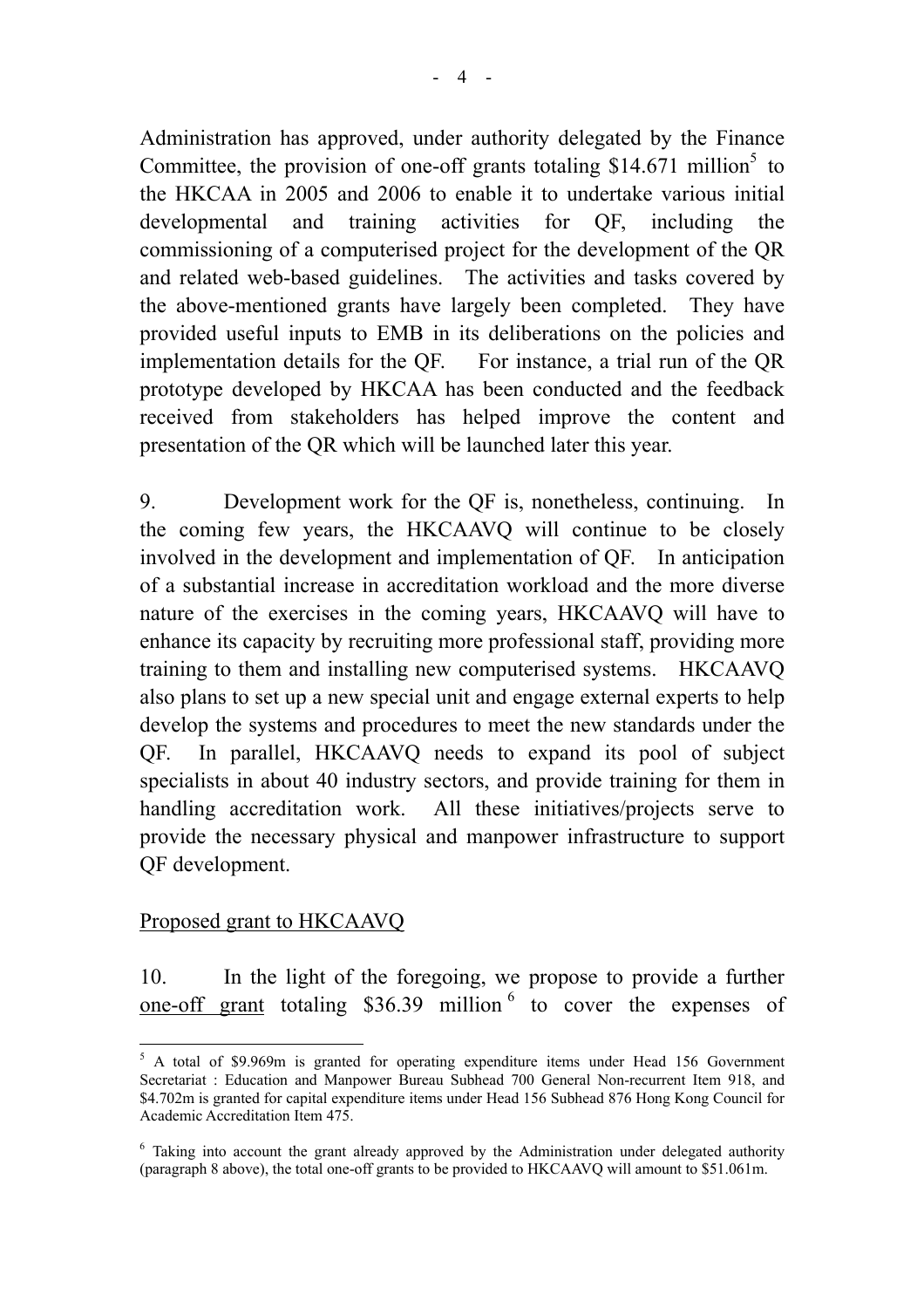Administration has approved, under authority delegated by the Finance Committee, the provision of one-off grants totaling $14.671 million[5] to the HKCAA in 2005 and 2006 to enable it to undertake various initial developmental and training activities for QF, including the commissioning of a computerised project for the development of the QR and related web-based guidelines. The activities and tasks covered by the above-mentioned grants have largely been completed. They have provided useful inputs to EMB in its deliberations on the policies and implementation details for the QF. For instance, a trial run of the QR prototype developed by HKCAA has been conducted and the feedback received from stakeholders has helped improve the content and presentation of the QR which will be launched later this year.

9. Development work for the QF is, nonetheless, continuing. In the coming few years, the HKCAAVQ will continue to be closely involved in the development and implementation of QF. In anticipation of a substantial increase in accreditation workload and the more diverse nature of the exercises in the coming years, HKCAAVQ will have to enhance its capacity by recruiting more professional staff, providing more training to them and installing new computerised systems. HKCAAVQ also plans to set up a new special unit and engage external experts to help develop the systems and procedures to meet the new standards under the QF. In parallel, HKCAAVQ needs to expand its pool of subject specialists in about 40 industry sectors, and provide training for them in handling accreditation work. All these initiatives/projects serve to provide the necessary physical and manpower infrastructure to support QF development.

<u>Proposed grant to HKCAAVQ</u>

10. In the light of the foregoing, we propose to provide a further <u>one-off grant</u> totaling $36.39 million[6] to cover the expenses of

---

[5] A total of $9.969m is granted for operating expenditure items under Head 156 Government Secretariat : Education and Manpower Bureau Subhead 700 General Non-recurrent Item 918, and $4.702m is granted for capital expenditure items under Head 156 Subhead 876 Hong Kong Council for Academic Accreditation Item 475.

[6] Taking into account the grant already approved by the Administration under delegated authority (paragraph 8 above), the total one-off grants to be provided to HKCAAVQ will amount to $51.061m.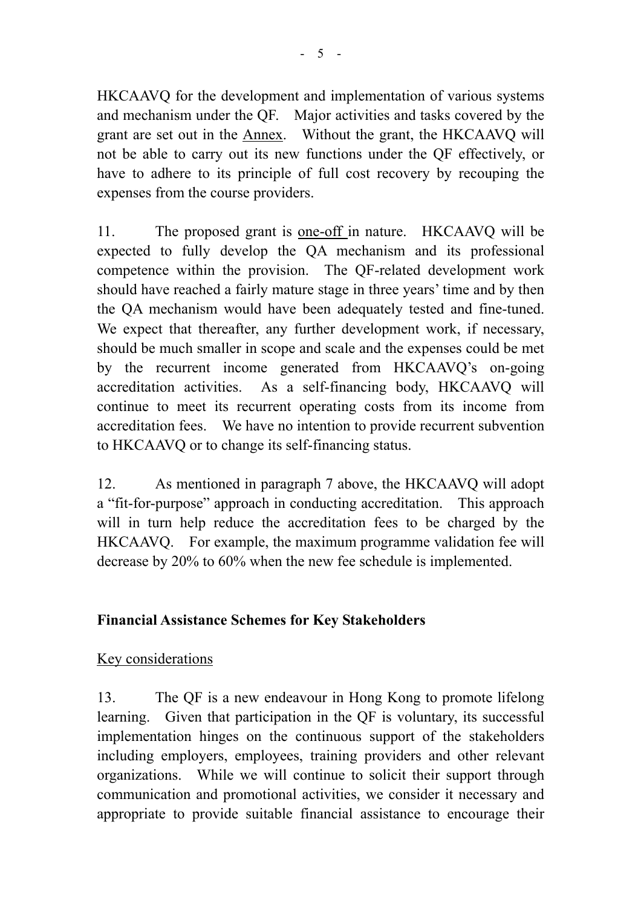HKCAAVQ for the development and implementation of various systems and mechanism under the QF. Major activities and tasks covered by the grant are set out in the Annex. Without the grant, the HKCAAVQ will not be able to carry out its new functions under the QF effectively, or have to adhere to its principle of full cost recovery by recouping the expenses from the course providers.

11. The proposed grant is one-off in nature. HKCAAVQ will be expected to fully develop the QA mechanism and its professional competence within the provision. The QF-related development work should have reached a fairly mature stage in three years' time and by then the QA mechanism would have been adequately tested and fine-tuned. We expect that thereafter, any further development work, if necessary, should be much smaller in scope and scale and the expenses could be met by the recurrent income generated from HKCAAVQ's on-going accreditation activities. As a self-financing body, HKCAAVQ will continue to meet its recurrent operating costs from its income from accreditation fees. We have no intention to provide recurrent subvention to HKCAAVQ or to change its self-financing status.

12. As mentioned in paragraph 7 above, the HKCAAVQ will adopt a "fit-for-purpose" approach in conducting accreditation. This approach will in turn help reduce the accreditation fees to be charged by the HKCAAVQ. For example, the maximum programme validation fee will decrease by 20% to 60% when the new fee schedule is implemented.

**Financial Assistance Schemes for Key Stakeholders**

Key considerations

13. The QF is a new endeavour in Hong Kong to promote lifelong learning. Given that participation in the QF is voluntary, its successful implementation hinges on the continuous support of the stakeholders including employers, employees, training providers and other relevant organizations. While we will continue to solicit their support through communication and promotional activities, we consider it necessary and appropriate to provide suitable financial assistance to encourage their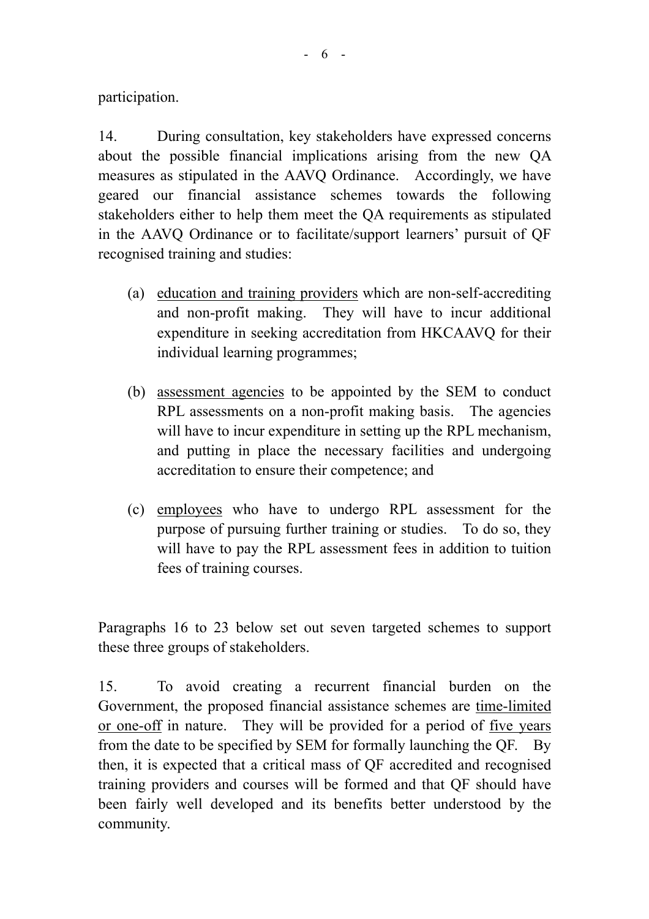participation.

14. During consultation, key stakeholders have expressed concerns about the possible financial implications arising from the new QA measures as stipulated in the AAVQ Ordinance. Accordingly, we have geared our financial assistance schemes towards the following stakeholders either to help them meet the QA requirements as stipulated in the AAVQ Ordinance or to facilitate/support learners' pursuit of QF recognised training and studies:

(a) <u>education and training providers</u> which are non-self-accrediting and non-profit making. They will have to incur additional expenditure in seeking accreditation from HKCAAVQ for their individual learning programmes;

(b) <u>assessment agencies</u> to be appointed by the SEM to conduct RPL assessments on a non-profit making basis. The agencies will have to incur expenditure in setting up the RPL mechanism, and putting in place the necessary facilities and undergoing accreditation to ensure their competence; and

(c) <u>employees</u> who have to undergo RPL assessment for the purpose of pursuing further training or studies. To do so, they will have to pay the RPL assessment fees in addition to tuition fees of training courses.

Paragraphs 16 to 23 below set out seven targeted schemes to support these three groups of stakeholders.

15. To avoid creating a recurrent financial burden on the Government, the proposed financial assistance schemes are <u>time-limited or one-off</u> in nature. They will be provided for a period of <u>five years</u> from the date to be specified by SEM for formally launching the QF. By then, it is expected that a critical mass of QF accredited and recognised training providers and courses will be formed and that QF should have been fairly well developed and its benefits better understood by the community.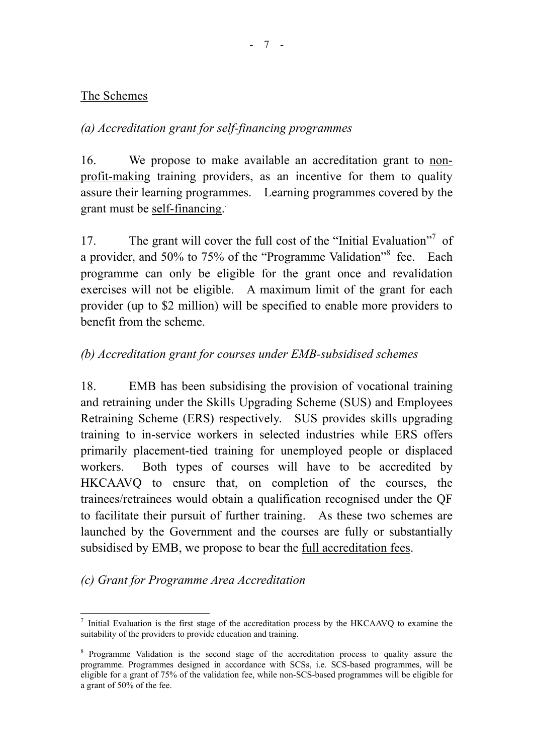The Schemes

*(a) Accreditation grant for self-financing programmes*

16. We propose to make available an accreditation grant to non-profit-making training providers, as an incentive for them to quality assure their learning programmes. Learning programmes covered by the grant must be self-financing.

17. The grant will cover the full cost of the "Initial Evaluation"[7] of a provider, and 50% to 75% of the "Programme Validation"[8] fee. Each programme can only be eligible for the grant once and revalidation exercises will not be eligible. A maximum limit of the grant for each provider (up to $2 million) will be specified to enable more providers to benefit from the scheme.

*(b) Accreditation grant for courses under EMB-subsidised schemes*

18. EMB has been subsidising the provision of vocational training and retraining under the Skills Upgrading Scheme (SUS) and Employees Retraining Scheme (ERS) respectively. SUS provides skills upgrading training to in-service workers in selected industries while ERS offers primarily placement-tied training for unemployed people or displaced workers. Both types of courses will have to be accredited by HKCAAVQ to ensure that, on completion of the courses, the trainees/retrainees would obtain a qualification recognised under the QF to facilitate their pursuit of further training. As these two schemes are launched by the Government and the courses are fully or substantially subsidised by EMB, we propose to bear the full accreditation fees.

*(c) Grant for Programme Area Accreditation*

---

[7] Initial Evaluation is the first stage of the accreditation process by the HKCAAVQ to examine the suitability of the providers to provide education and training.

[8] Programme Validation is the second stage of the accreditation process to quality assure the programme. Programmes designed in accordance with SCSs, i.e. SCS-based programmes, will be eligible for a grant of 75% of the validation fee, while non-SCS-based programmes will be eligible for a grant of 50% of the fee.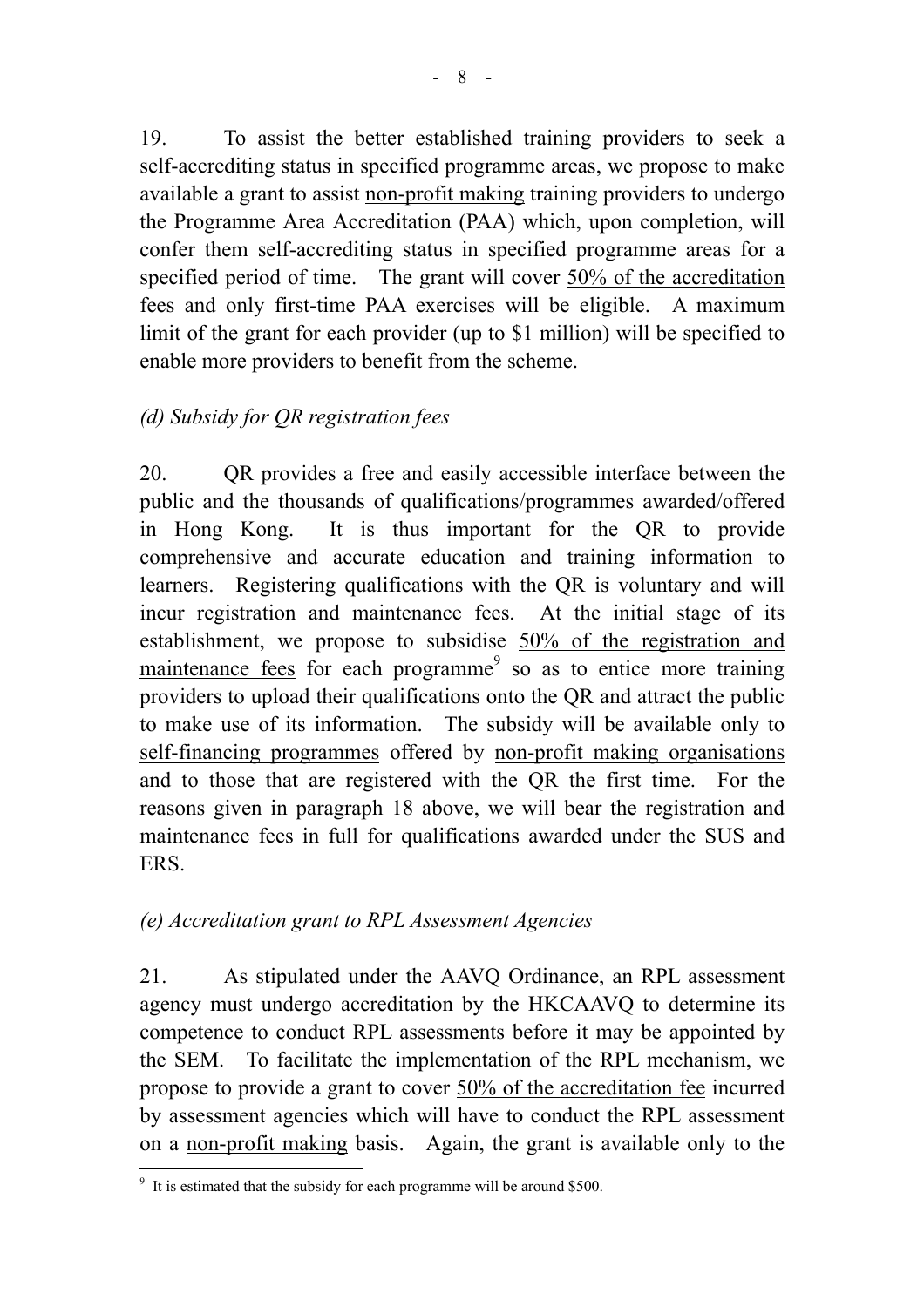19. To assist the better established training providers to seek a self-accrediting status in specified programme areas, we propose to make available a grant to assist non-profit making training providers to undergo the Programme Area Accreditation (PAA) which, upon completion, will confer them self-accrediting status in specified programme areas for a specified period of time. The grant will cover 50% of the accreditation fees and only first-time PAA exercises will be eligible. A maximum limit of the grant for each provider (up to \$1 million) will be specified to enable more providers to benefit from the scheme.

*(d) Subsidy for QR registration fees*

20. QR provides a free and easily accessible interface between the public and the thousands of qualifications/programmes awarded/offered in Hong Kong. It is thus important for the QR to provide comprehensive and accurate education and training information to learners. Registering qualifications with the QR is voluntary and will incur registration and maintenance fees. At the initial stage of its establishment, we propose to subsidise 50% of the registration and maintenance fees for each programme[9] so as to entice more training providers to upload their qualifications onto the QR and attract the public to make use of its information. The subsidy will be available only to self-financing programmes offered by non-profit making organisations and to those that are registered with the QR the first time. For the reasons given in paragraph 18 above, we will bear the registration and maintenance fees in full for qualifications awarded under the SUS and ERS.

*(e) Accreditation grant to RPL Assessment Agencies*

21. As stipulated under the AAVQ Ordinance, an RPL assessment agency must undergo accreditation by the HKCAAVQ to determine its competence to conduct RPL assessments before it may be appointed by the SEM. To facilitate the implementation of the RPL mechanism, we propose to provide a grant to cover 50% of the accreditation fee incurred by assessment agencies which will have to conduct the RPL assessment on a non-profit making basis. Again, the grant is available only to the

---

[9] It is estimated that the subsidy for each programme will be around \$500.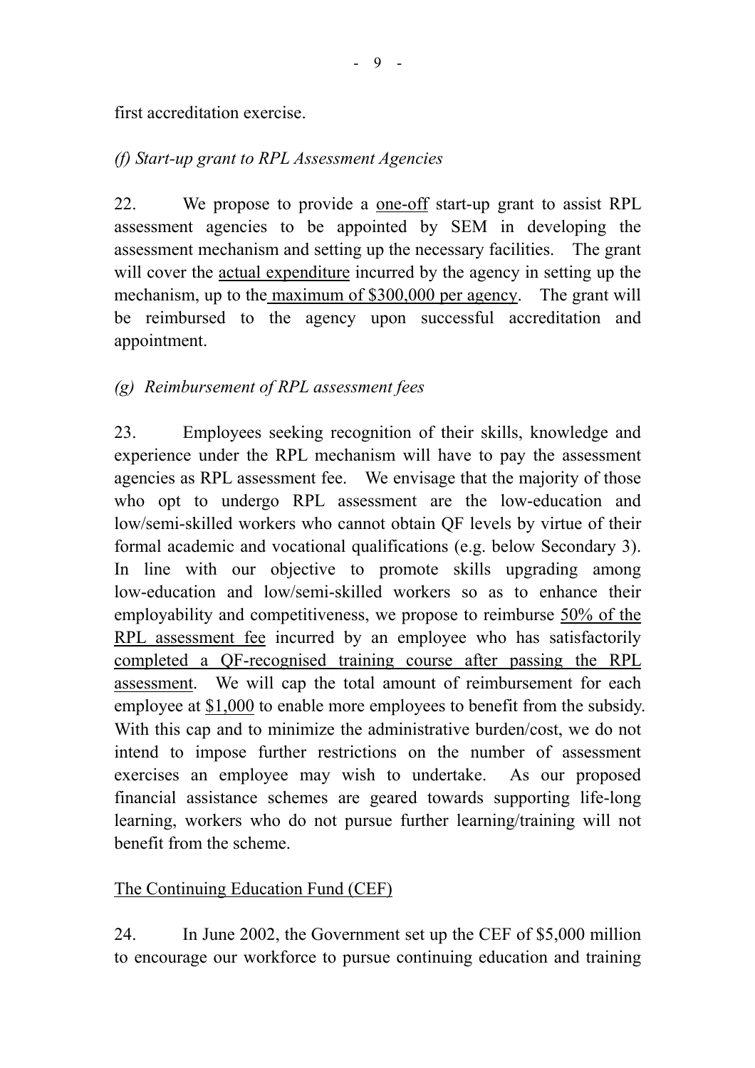first accreditation exercise.

*(f) Start-up grant to RPL Assessment Agencies*

22. We propose to provide a <u>one-off</u> start-up grant to assist RPL assessment agencies to be appointed by SEM in developing the assessment mechanism and setting up the necessary facilities. The grant will cover the <u>actual expenditure</u> incurred by the agency in setting up the mechanism, up to the <u>maximum of $300,000 per agency</u>. The grant will be reimbursed to the agency upon successful accreditation and appointment.

*(g) Reimbursement of RPL assessment fees*

23. Employees seeking recognition of their skills, knowledge and experience under the RPL mechanism will have to pay the assessment agencies as RPL assessment fee. We envisage that the majority of those who opt to undergo RPL assessment are the low-education and low/semi-skilled workers who cannot obtain QF levels by virtue of their formal academic and vocational qualifications (e.g. below Secondary 3). In line with our objective to promote skills upgrading among low-education and low/semi-skilled workers so as to enhance their employability and competitiveness, we propose to reimburse <u>50% of the RPL assessment fee</u> incurred by an employee who has satisfactorily <u>completed a QF-recognised training course after passing the RPL assessment</u>. We will cap the total amount of reimbursement for each employee at <u>$1,000</u> to enable more employees to benefit from the subsidy. With this cap and to minimize the administrative burden/cost, we do not intend to impose further restrictions on the number of assessment exercises an employee may wish to undertake. As our proposed financial assistance schemes are geared towards supporting life-long learning, workers who do not pursue further learning/training will not benefit from the scheme.

<u>The Continuing Education Fund (CEF)</u>

24. In June 2002, the Government set up the CEF of $5,000 million to encourage our workforce to pursue continuing education and training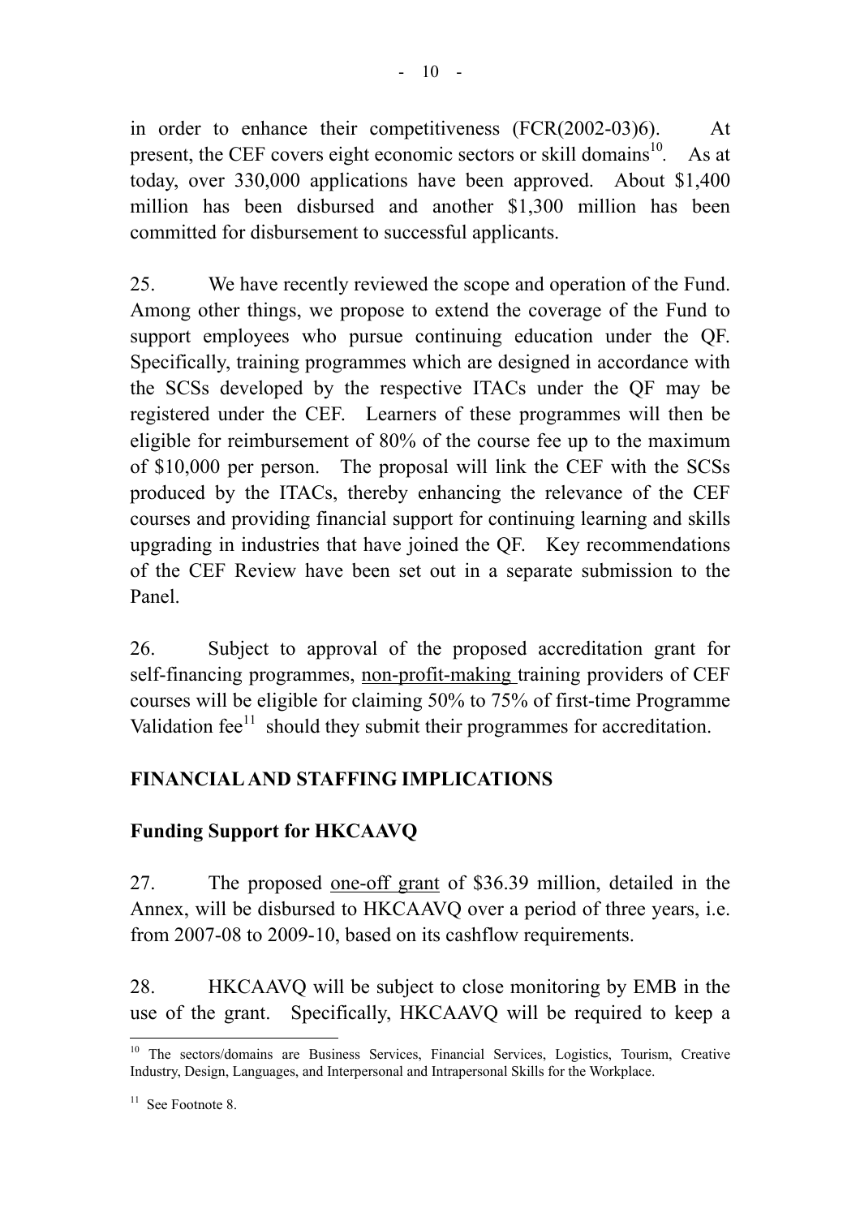in order to enhance their competitiveness (FCR(2002-03)6). At present, the CEF covers eight economic sectors or skill domains[10]. As at today, over 330,000 applications have been approved. About $1,400 million has been disbursed and another $1,300 million has been committed for disbursement to successful applicants.

25. We have recently reviewed the scope and operation of the Fund. Among other things, we propose to extend the coverage of the Fund to support employees who pursue continuing education under the QF. Specifically, training programmes which are designed in accordance with the SCSs developed by the respective ITACs under the QF may be registered under the CEF. Learners of these programmes will then be eligible for reimbursement of 80% of the course fee up to the maximum of $10,000 per person. The proposal will link the CEF with the SCSs produced by the ITACs, thereby enhancing the relevance of the CEF courses and providing financial support for continuing learning and skills upgrading in industries that have joined the QF. Key recommendations of the CEF Review have been set out in a separate submission to the Panel.

26. Subject to approval of the proposed accreditation grant for self-financing programmes, <u>non-profit-making</u> training providers of CEF courses will be eligible for claiming 50% to 75% of first-time Programme Validation fee[11] should they submit their programmes for accreditation.

## FINANCIAL AND STAFFING IMPLICATIONS

### Funding Support for HKCAAVQ

27. The proposed <u>one-off grant</u> of $36.39 million, detailed in the Annex, will be disbursed to HKCAAVQ over a period of three years, i.e. from 2007-08 to 2009-10, based on its cashflow requirements.

28. HKCAAVQ will be subject to close monitoring by EMB in the use of the grant. Specifically, HKCAAVQ will be required to keep a

---

[10] The sectors/domains are Business Services, Financial Services, Logistics, Tourism, Creative Industry, Design, Languages, and Interpersonal and Intrapersonal Skills for the Workplace.

[11] See Footnote 8.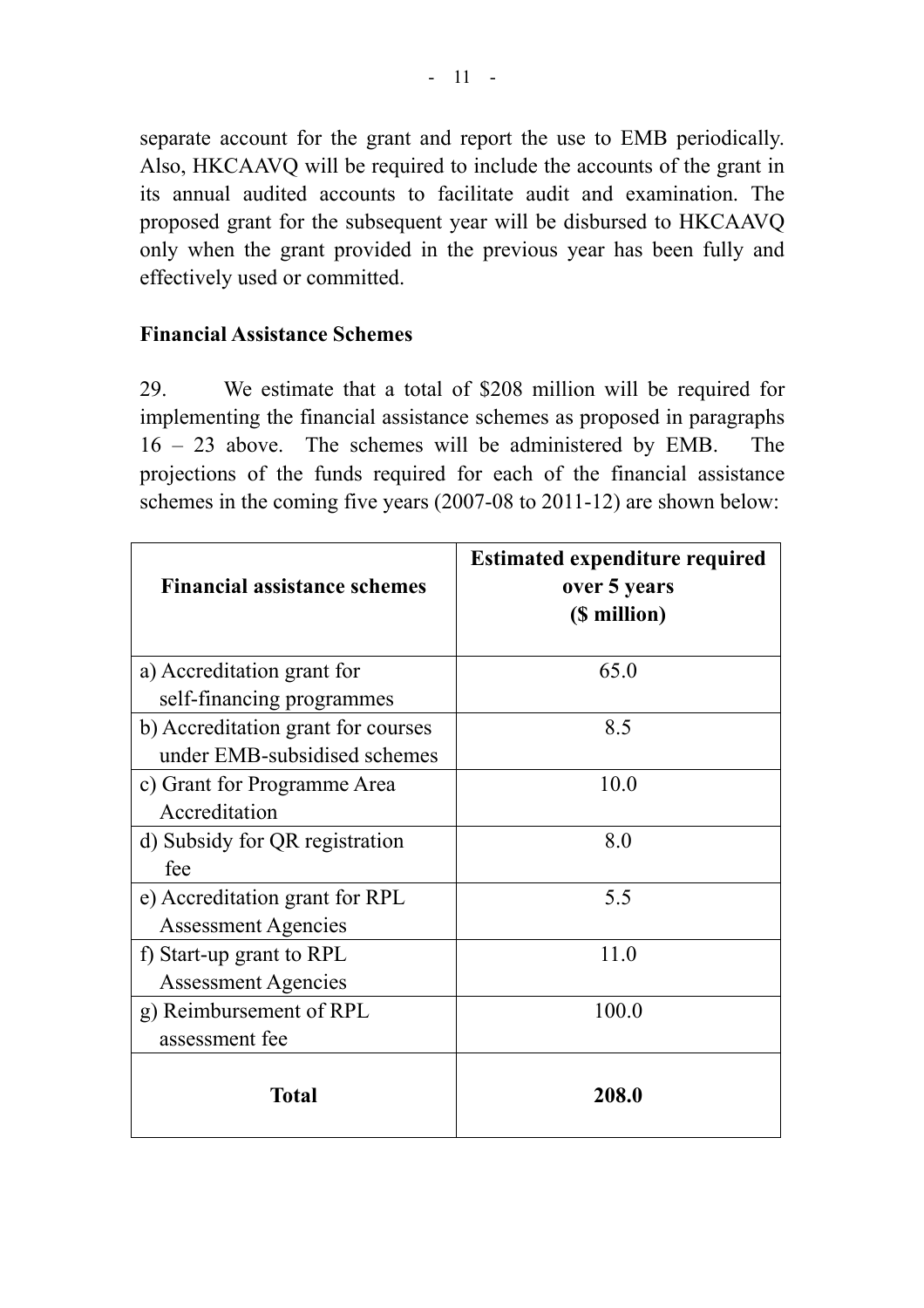separate account for the grant and report the use to EMB periodically. Also, HKCAAVQ will be required to include the accounts of the grant in its annual audited accounts to facilitate audit and examination. The proposed grant for the subsequent year will be disbursed to HKCAAVQ only when the grant provided in the previous year has been fully and effectively used or committed.

**Financial Assistance Schemes**

29. We estimate that a total of $208 million will be required for implementing the financial assistance schemes as proposed in paragraphs 16 – 23 above. The schemes will be administered by EMB. The projections of the funds required for each of the financial assistance schemes in the coming five years (2007-08 to 2011-12) are shown below:

| **Financial assistance schemes** | **Estimated expenditure required over 5 years ($ million)** |
|---|---|
| a) Accreditation grant for self-financing programmes | 65.0 |
| b) Accreditation grant for courses under EMB-subsidised schemes | 8.5 |
| c) Grant for Programme Area Accreditation | 10.0 |
| d) Subsidy for QR registration fee | 8.0 |
| e) Accreditation grant for RPL Assessment Agencies | 5.5 |
| f) Start-up grant to RPL Assessment Agencies | 11.0 |
| g) Reimbursement of RPL assessment fee | 100.0 |
| **Total** | **208.0** |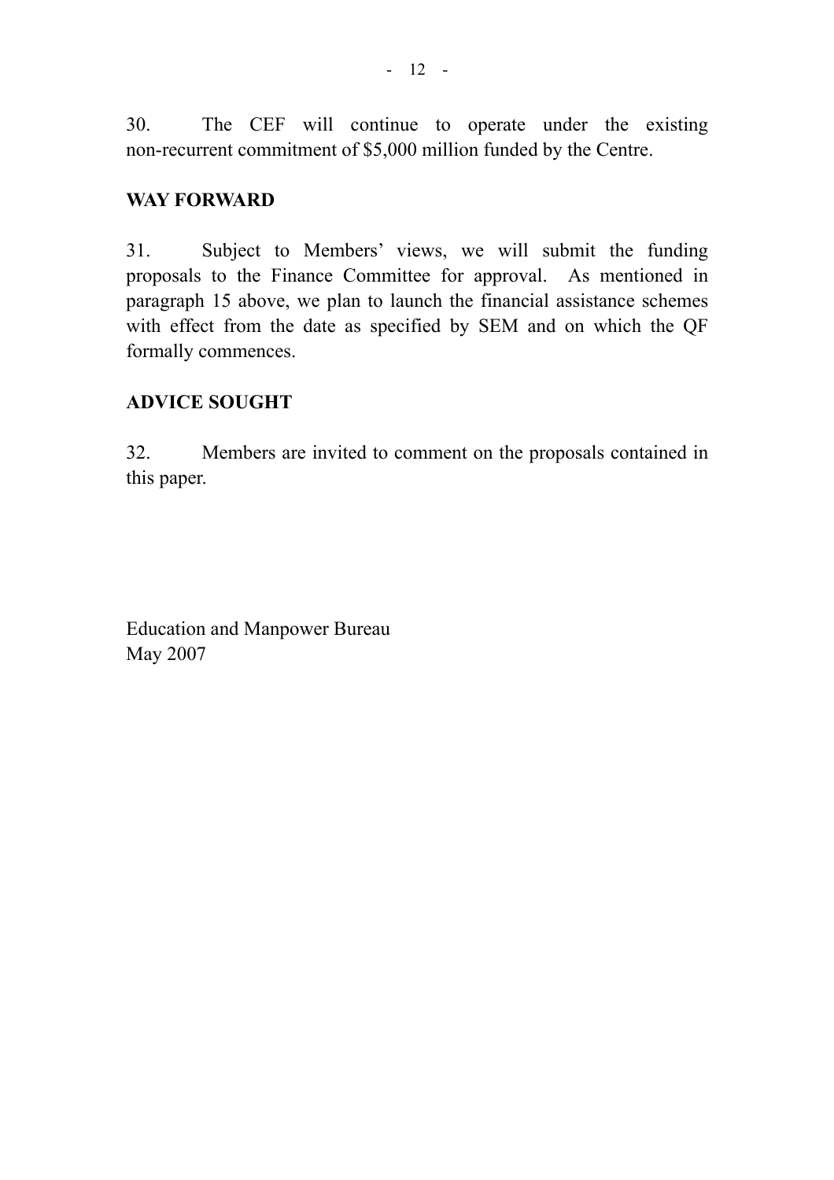30. The CEF will continue to operate under the existing non-recurrent commitment of $5,000 million funded by the Centre.

**WAY FORWARD**

31. Subject to Members' views, we will submit the funding proposals to the Finance Committee for approval. As mentioned in paragraph 15 above, we plan to launch the financial assistance schemes with effect from the date as specified by SEM and on which the QF formally commences.

**ADVICE SOUGHT**

32. Members are invited to comment on the proposals contained in this paper.

Education and Manpower Bureau
May 2007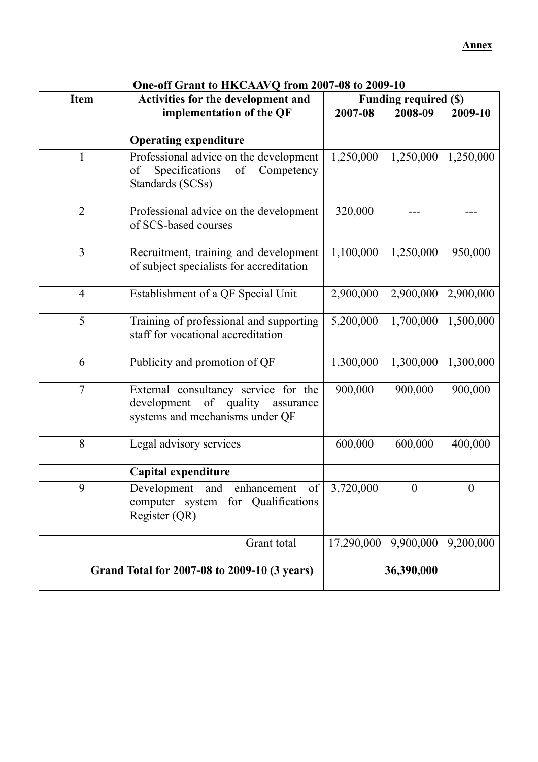**Annex**

**One-off Grant to HKCAAVQ from 2007-08 to 2009-10**

| Item | Activities for the development and implementation of the QF | Funding required ($) | | |
|---|---|---|---|---|
| | | 2007-08 | 2008-09 | 2009-10 |
| | **Operating expenditure** | | | |
| 1 | Professional advice on the development of Specifications of Competency Standards (SCSs) | 1,250,000 | 1,250,000 | 1,250,000 |
| 2 | Professional advice on the development of SCS-based courses | 320,000 | --- | --- |
| 3 | Recruitment, training and development of subject specialists for accreditation | 1,100,000 | 1,250,000 | 950,000 |
| 4 | Establishment of a QF Special Unit | 2,900,000 | 2,900,000 | 2,900,000 |
| 5 | Training of professional and supporting staff for vocational accreditation | 5,200,000 | 1,700,000 | 1,500,000 |
| 6 | Publicity and promotion of QF | 1,300,000 | 1,300,000 | 1,300,000 |
| 7 | External consultancy service for the development of quality assurance systems and mechanisms under QF | 900,000 | 900,000 | 900,000 |
| 8 | Legal advisory services | 600,000 | 600,000 | 400,000 |
| | **Capital expenditure** | | | |
| 9 | Development and enhancement of computer system for Qualifications Register (QR) | 3,720,000 | 0 | 0 |
| | Grant total | 17,290,000 | 9,900,000 | 9,200,000 |
| **Grand Total for 2007-08 to 2009-10 (3 years)** | | **36,390,000** | | |